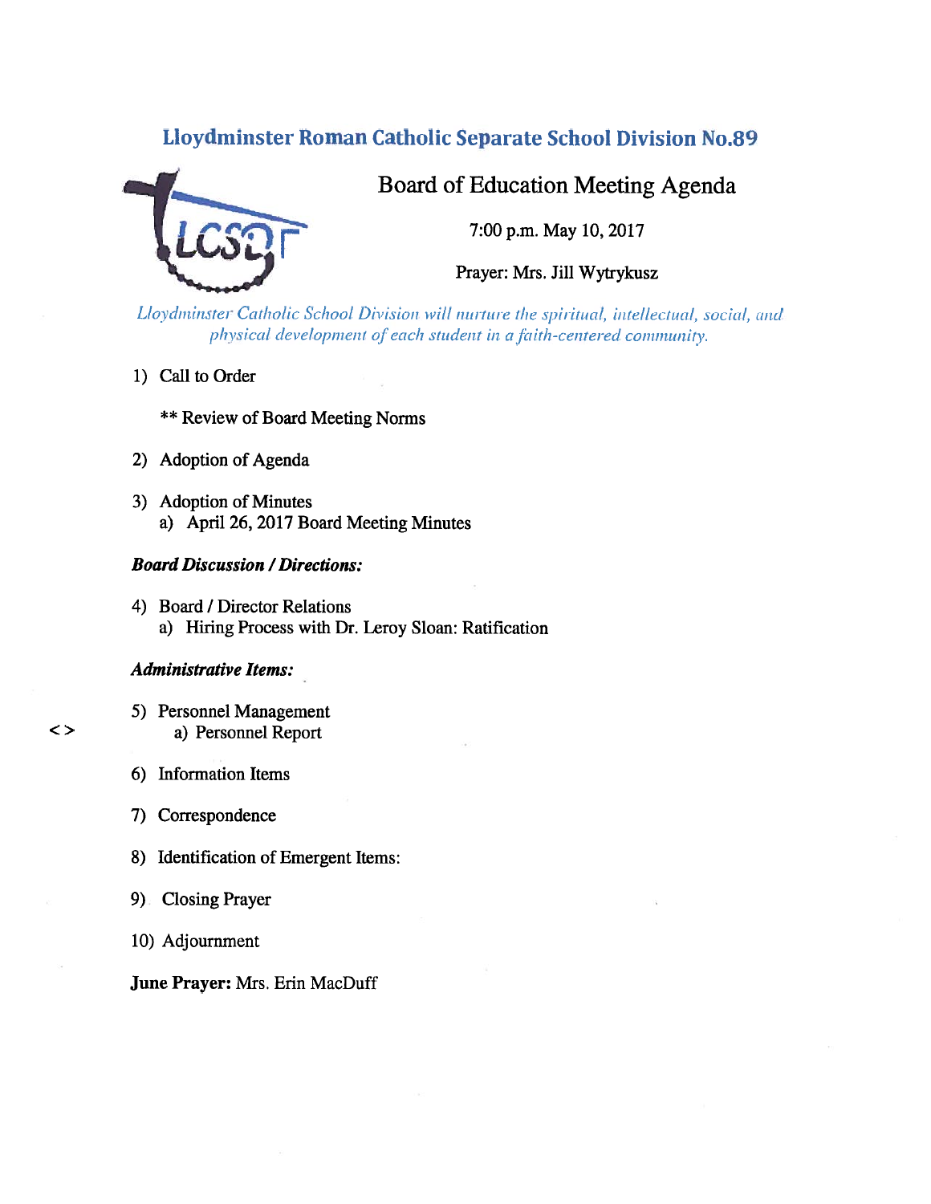# Lloydminster Roman Catholic Separate School Division No.89

## Board of Education Meeting Agenda

7:00 p.m. May 10, 2017

Prayer: Mrs. Jill Wytrykusz

*Lloydminster Catholic School Division will nurture the spiritual, intellectual, social, and physical development of each student in a faith-centered community.*

1) Call to Order

   ** Review of Board Meeting Norms

2) Adoption of Agenda

3) Adoption of Minutes
   a) April 26, 2017 Board Meeting Minutes

***Board Discussion / Directions:***

4) Board / Director Relations
   a) Hiring Process with Dr. Leroy Sloan: Ratification

***Administrative Items:***

5) Personnel Management <>
   a) Personnel Report

6) Information Items

7) Correspondence

8) Identification of Emergent Items:

9) Closing Prayer

10) Adjournment

**June Prayer:** Mrs. Erin MacDuff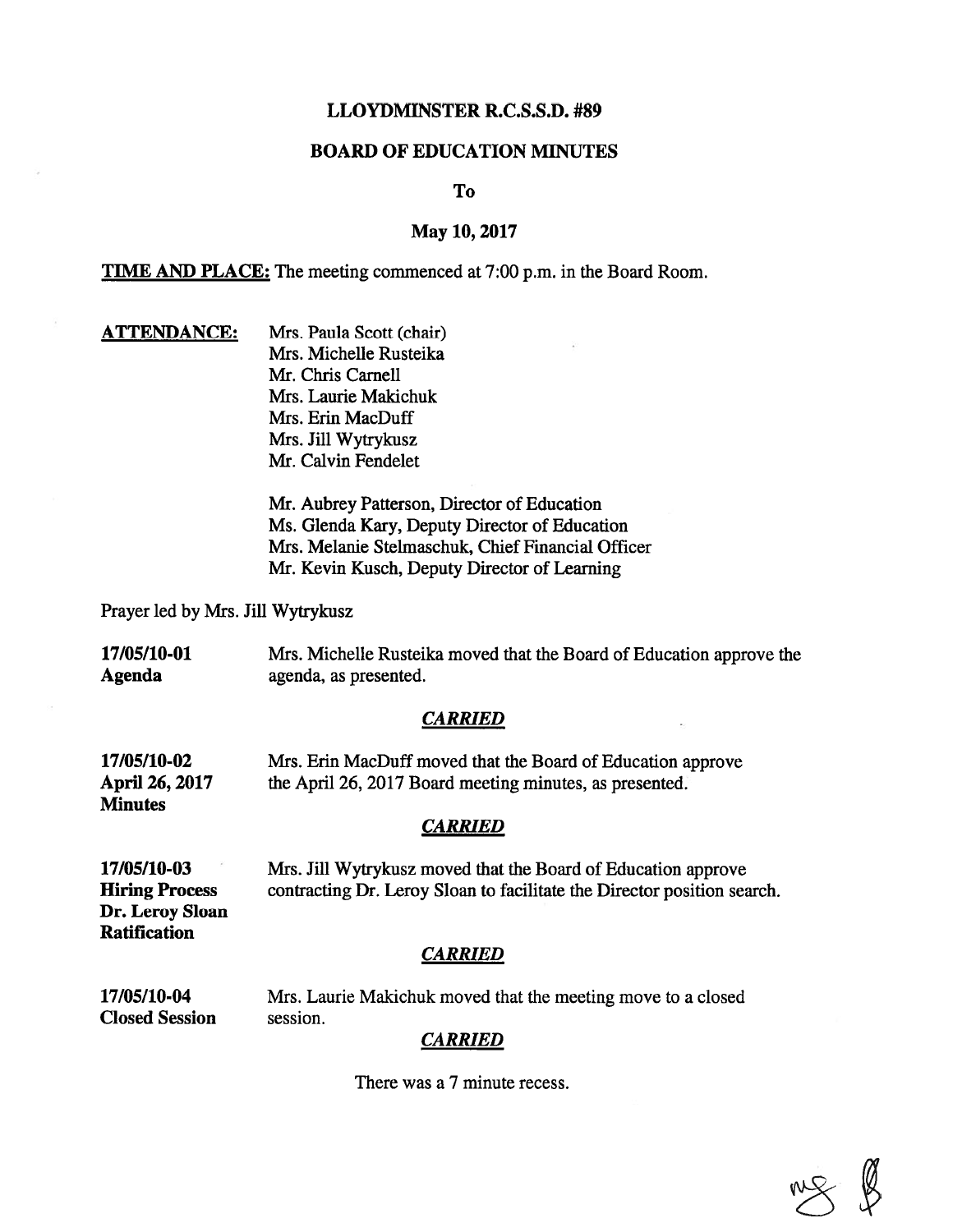# LLOYDMINSTER R.C.S.S.D. #89

## BOARD OF EDUCATION MINUTES

**To**

**May 10, 2017**

**TIME AND PLACE:** The meeting commenced at 7:00 p.m. in the Board Room.

**ATTENDANCE:**

Mrs. Paula Scott (chair)
Mrs. Michelle Rusteika
Mr. Chris Carnell
Mrs. Laurie Makichuk
Mrs. Erin MacDuff
Mrs. Jill Wytrykusz
Mr. Calvin Fendelet

Mr. Aubrey Patterson, Director of Education
Ms. Glenda Kary, Deputy Director of Education
Mrs. Melanie Stelmaschuk, Chief Financial Officer
Mr. Kevin Kusch, Deputy Director of Learning

Prayer led by Mrs. Jill Wytrykusz

**17/05/10-01**
**Agenda**

Mrs. Michelle Rusteika moved that the Board of Education approve the agenda, as presented.

***CARRIED***

**17/05/10-02**
**April 26, 2017 Minutes**

Mrs. Erin MacDuff moved that the Board of Education approve the April 26, 2017 Board meeting minutes, as presented.

***CARRIED***

**17/05/10-03**
**Hiring Process Dr. Leroy Sloan Ratification**

Mrs. Jill Wytrykusz moved that the Board of Education approve contracting Dr. Leroy Sloan to facilitate the Director position search.

***CARRIED***

**17/05/10-04**
**Closed Session**

Mrs. Laurie Makichuk moved that the meeting move to a closed session.

***CARRIED***

There was a 7 minute recess.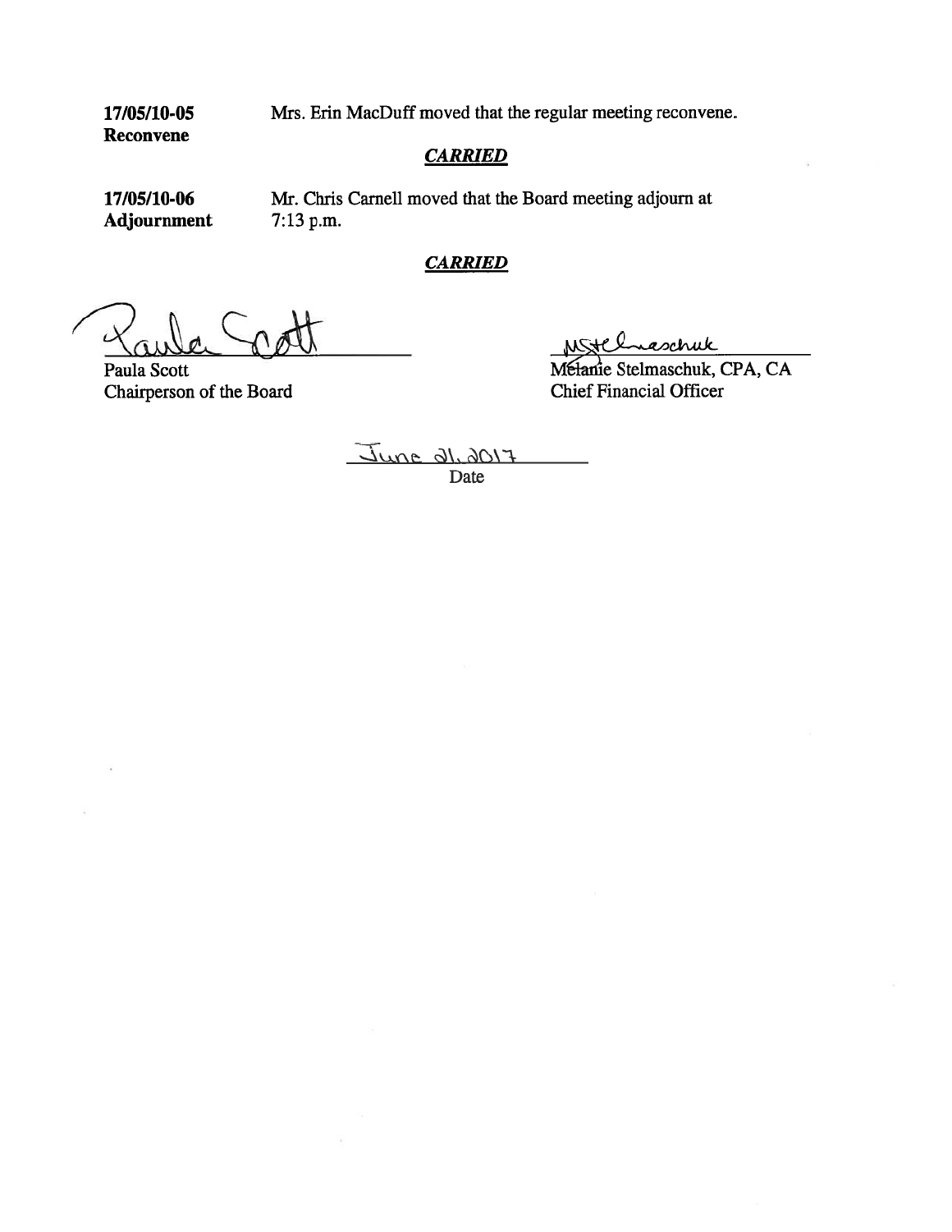**17/05/10-05**
**Reconvene**

Mrs. Erin MacDuff moved that the regular meeting reconvene.

***CARRIED***

**17/05/10-06**
**Adjournment**

Mr. Chris Carnell moved that the Board meeting adjourn at 7:13 p.m.

***CARRIED***

Paula Scott
Chairperson of the Board

Melanie Stelmaschuk, CPA, CA
Chief Financial Officer

June 21, 2017
Date